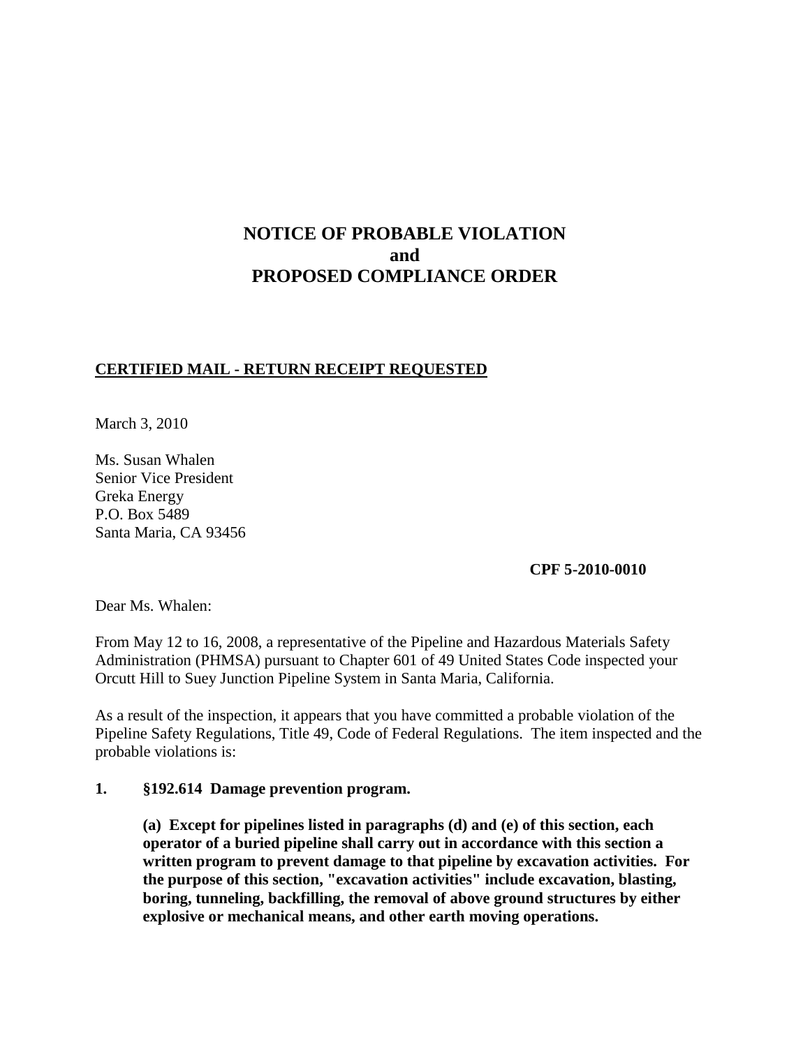# NOTICE OF PROBABLE VIOLATION
# and
# PROPOSED COMPLIANCE ORDER

**CERTIFIED MAIL - RETURN RECEIPT REQUESTED**

March 3, 2010

Ms. Susan Whalen
Senior Vice President
Greka Energy
P.O. Box 5489
Santa Maria, CA 93456

**CPF 5-2010-0010**

Dear Ms. Whalen:

From May 12 to 16, 2008, a representative of the Pipeline and Hazardous Materials Safety Administration (PHMSA) pursuant to Chapter 601 of 49 United States Code inspected your Orcutt Hill to Suey Junction Pipeline System in Santa Maria, California.

As a result of the inspection, it appears that you have committed a probable violation of the Pipeline Safety Regulations, Title 49, Code of Federal Regulations. The item inspected and the probable violations is:

**1. §192.614 Damage prevention program.**

**(a) Except for pipelines listed in paragraphs (d) and (e) of this section, each operator of a buried pipeline shall carry out in accordance with this section a written program to prevent damage to that pipeline by excavation activities. For the purpose of this section, "excavation activities" include excavation, blasting, boring, tunneling, backfilling, the removal of above ground structures by either explosive or mechanical means, and other earth moving operations.**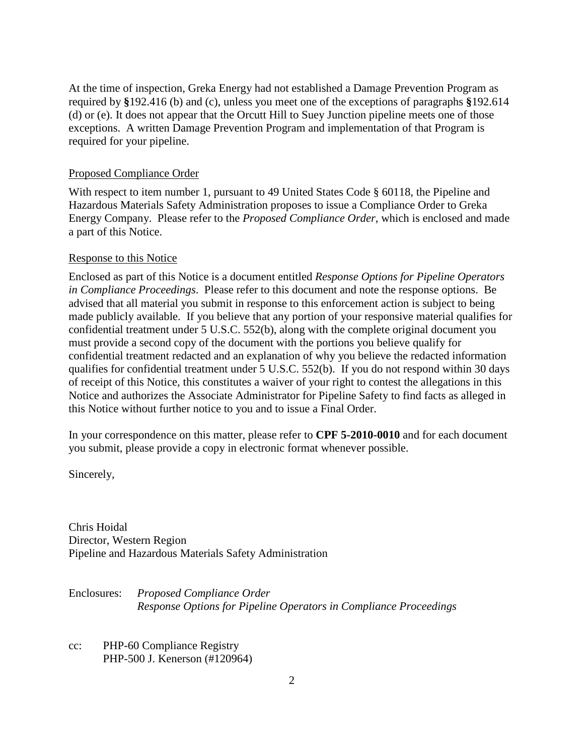At the time of inspection, Greka Energy had not established a Damage Prevention Program as required by §192.416 (b) and (c), unless you meet one of the exceptions of paragraphs §192.614 (d) or (e). It does not appear that the Orcutt Hill to Suey Junction pipeline meets one of those exceptions. A written Damage Prevention Program and implementation of that Program is required for your pipeline.

Proposed Compliance Order

With respect to item number 1, pursuant to 49 United States Code § 60118, the Pipeline and Hazardous Materials Safety Administration proposes to issue a Compliance Order to Greka Energy Company. Please refer to the *Proposed Compliance Order*, which is enclosed and made a part of this Notice.

Response to this Notice

Enclosed as part of this Notice is a document entitled *Response Options for Pipeline Operators in Compliance Proceedings*. Please refer to this document and note the response options. Be advised that all material you submit in response to this enforcement action is subject to being made publicly available. If you believe that any portion of your responsive material qualifies for confidential treatment under 5 U.S.C. 552(b), along with the complete original document you must provide a second copy of the document with the portions you believe qualify for confidential treatment redacted and an explanation of why you believe the redacted information qualifies for confidential treatment under 5 U.S.C. 552(b). If you do not respond within 30 days of receipt of this Notice, this constitutes a waiver of your right to contest the allegations in this Notice and authorizes the Associate Administrator for Pipeline Safety to find facts as alleged in this Notice without further notice to you and to issue a Final Order.

In your correspondence on this matter, please refer to **CPF 5-2010-0010** and for each document you submit, please provide a copy in electronic format whenever possible.

Sincerely,

Chris Hoidal
Director, Western Region
Pipeline and Hazardous Materials Safety Administration

Enclosures: *Proposed Compliance Order*
*Response Options for Pipeline Operators in Compliance Proceedings*

cc: PHP-60 Compliance Registry
PHP-500 J. Kenerson (#120964)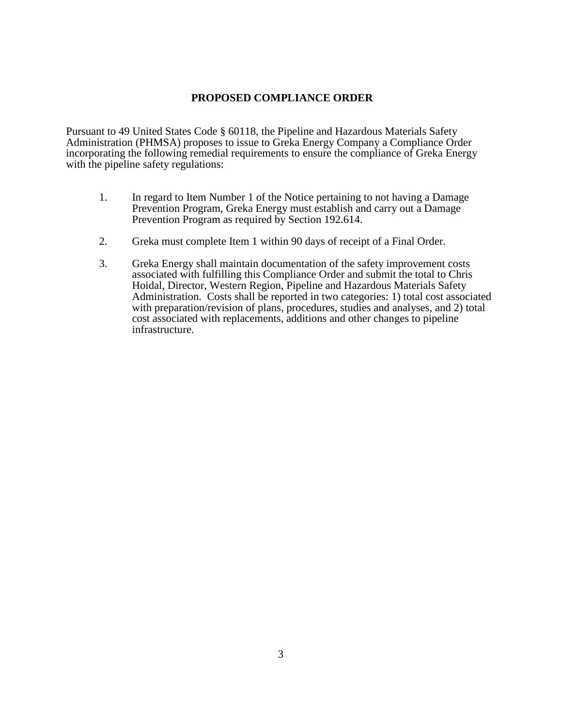## PROPOSED COMPLIANCE ORDER

Pursuant to 49 United States Code § 60118, the Pipeline and Hazardous Materials Safety Administration (PHMSA) proposes to issue to Greka Energy Company a Compliance Order incorporating the following remedial requirements to ensure the compliance of Greka Energy with the pipeline safety regulations:

1. In regard to Item Number 1 of the Notice pertaining to not having a Damage Prevention Program, Greka Energy must establish and carry out a Damage Prevention Program as required by Section 192.614.

2. Greka must complete Item 1 within 90 days of receipt of a Final Order.

3. Greka Energy shall maintain documentation of the safety improvement costs associated with fulfilling this Compliance Order and submit the total to Chris Hoidal, Director, Western Region, Pipeline and Hazardous Materials Safety Administration. Costs shall be reported in two categories: 1) total cost associated with preparation/revision of plans, procedures, studies and analyses, and 2) total cost associated with replacements, additions and other changes to pipeline infrastructure.